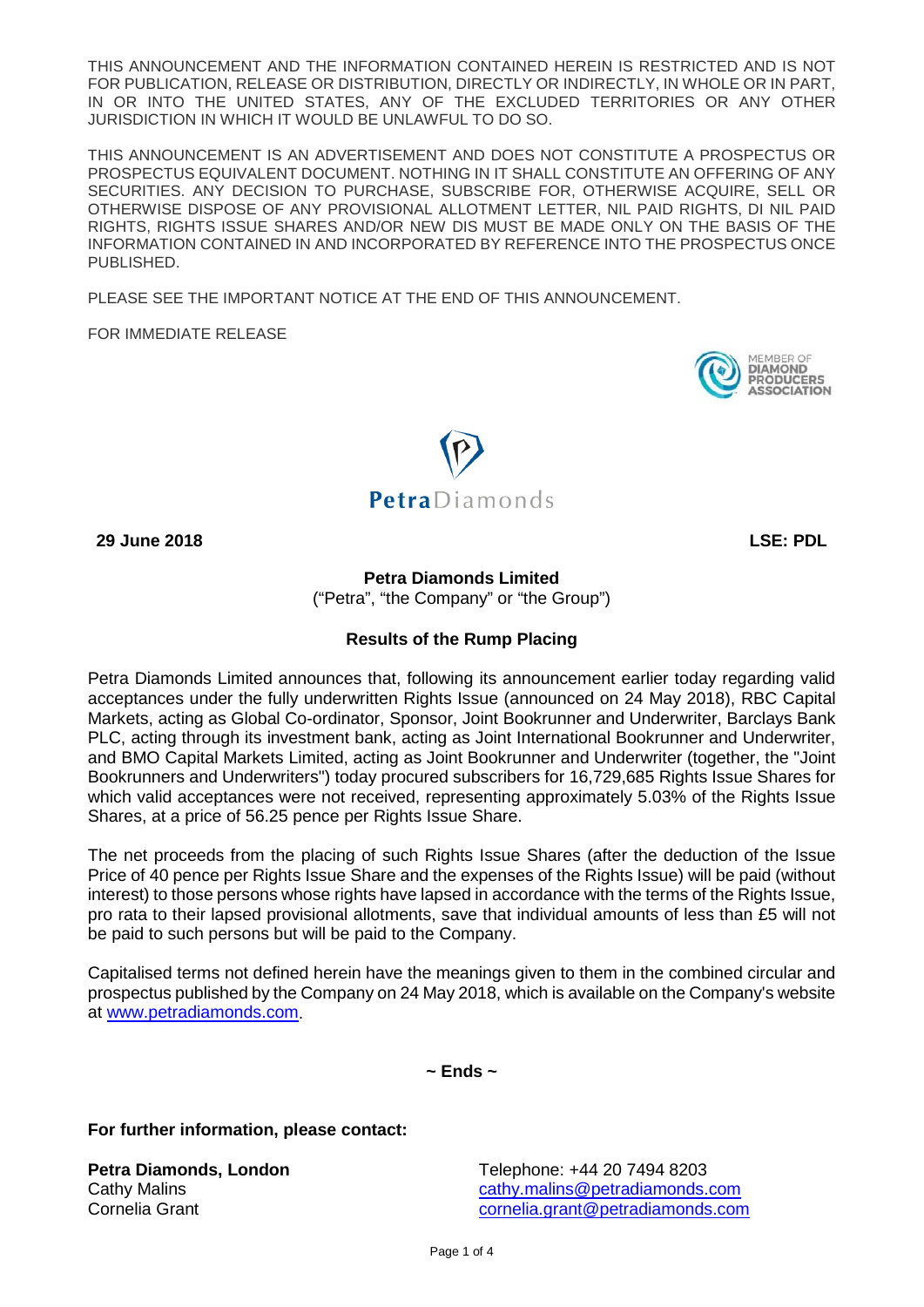THIS ANNOUNCEMENT AND THE INFORMATION CONTAINED HEREIN IS RESTRICTED AND IS NOT FOR PUBLICATION, RELEASE OR DISTRIBUTION, DIRECTLY OR INDIRECTLY, IN WHOLE OR IN PART, IN OR INTO THE UNITED STATES, ANY OF THE EXCLUDED TERRITORIES OR ANY OTHER JURISDICTION IN WHICH IT WOULD BE UNLAWFUL TO DO SO.

THIS ANNOUNCEMENT IS AN ADVERTISEMENT AND DOES NOT CONSTITUTE A PROSPECTUS OR PROSPECTUS EQUIVALENT DOCUMENT. NOTHING IN IT SHALL CONSTITUTE AN OFFERING OF ANY SECURITIES. ANY DECISION TO PURCHASE, SUBSCRIBE FOR, OTHERWISE ACQUIRE, SELL OR OTHERWISE DISPOSE OF ANY PROVISIONAL ALLOTMENT LETTER, NIL PAID RIGHTS, DI NIL PAID RIGHTS, RIGHTS ISSUE SHARES AND/OR NEW DIS MUST BE MADE ONLY ON THE BASIS OF THE INFORMATION CONTAINED IN AND INCORPORATED BY REFERENCE INTO THE PROSPECTUS ONCE PUBLISHED.

PLEASE SEE THE IMPORTANT NOTICE AT THE END OF THIS ANNOUNCEMENT.

FOR IMMEDIATE RELEASE

MEMBER OF DIAMOND PRODUCERS ASSOCIATION

Petra Diamonds

**29 June 2018** **LSE: PDL**

**Petra Diamonds Limited**
("Petra", "the Company" or "the Group")

## Results of the Rump Placing

Petra Diamonds Limited announces that, following its announcement earlier today regarding valid acceptances under the fully underwritten Rights Issue (announced on 24 May 2018), RBC Capital Markets, acting as Global Co-ordinator, Sponsor, Joint Bookrunner and Underwriter, Barclays Bank PLC, acting through its investment bank, acting as Joint International Bookrunner and Underwriter, and BMO Capital Markets Limited, acting as Joint Bookrunner and Underwriter (together, the "Joint Bookrunners and Underwriters") today procured subscribers for 16,729,685 Rights Issue Shares for which valid acceptances were not received, representing approximately 5.03% of the Rights Issue Shares, at a price of 56.25 pence per Rights Issue Share.

The net proceeds from the placing of such Rights Issue Shares (after the deduction of the Issue Price of 40 pence per Rights Issue Share and the expenses of the Rights Issue) will be paid (without interest) to those persons whose rights have lapsed in accordance with the terms of the Rights Issue, pro rata to their lapsed provisional allotments, save that individual amounts of less than £5 will not be paid to such persons but will be paid to the Company.

Capitalised terms not defined herein have the meanings given to them in the combined circular and prospectus published by the Company on 24 May 2018, which is available on the Company's website at www.petradiamonds.com.

**~ Ends ~**

**For further information, please contact:**

**Petra Diamonds, London**
Cathy Malins
Cornelia Grant

Telephone: +44 20 7494 8203
cathy.malins@petradiamonds.com
cornelia.grant@petradiamonds.com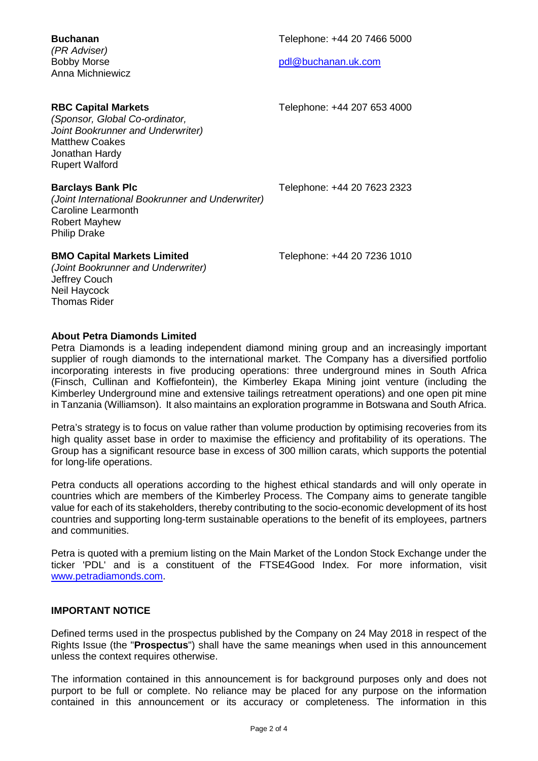**Buchanan**
*(PR Adviser)*
Bobby Morse
Anna Michniewicz

Telephone: +44 20 7466 5000

pdl@buchanan.uk.com

**RBC Capital Markets**
*(Sponsor, Global Co-ordinator, Joint Bookrunner and Underwriter)*
Matthew Coakes
Jonathan Hardy
Rupert Walford

Telephone: +44 207 653 4000

**Barclays Bank Plc**
*(Joint International Bookrunner and Underwriter)*
Caroline Learmonth
Robert Mayhew
Philip Drake

Telephone: +44 20 7623 2323

**BMO Capital Markets Limited**
*(Joint Bookrunner and Underwriter)*
Jeffrey Couch
Neil Haycock
Thomas Rider

Telephone: +44 20 7236 1010

**About Petra Diamonds Limited**

Petra Diamonds is a leading independent diamond mining group and an increasingly important supplier of rough diamonds to the international market. The Company has a diversified portfolio incorporating interests in five producing operations: three underground mines in South Africa (Finsch, Cullinan and Koffiefontein), the Kimberley Ekapa Mining joint venture (including the Kimberley Underground mine and extensive tailings retreatment operations) and one open pit mine in Tanzania (Williamson). It also maintains an exploration programme in Botswana and South Africa.

Petra's strategy is to focus on value rather than volume production by optimising recoveries from its high quality asset base in order to maximise the efficiency and profitability of its operations. The Group has a significant resource base in excess of 300 million carats, which supports the potential for long-life operations.

Petra conducts all operations according to the highest ethical standards and will only operate in countries which are members of the Kimberley Process. The Company aims to generate tangible value for each of its stakeholders, thereby contributing to the socio-economic development of its host countries and supporting long-term sustainable operations to the benefit of its employees, partners and communities.

Petra is quoted with a premium listing on the Main Market of the London Stock Exchange under the ticker 'PDL' and is a constituent of the FTSE4Good Index. For more information, visit www.petradiamonds.com.

**IMPORTANT NOTICE**

Defined terms used in the prospectus published by the Company on 24 May 2018 in respect of the Rights Issue (the "**Prospectus**") shall have the same meanings when used in this announcement unless the context requires otherwise.

The information contained in this announcement is for background purposes only and does not purport to be full or complete. No reliance may be placed for any purpose on the information contained in this announcement or its accuracy or completeness. The information in this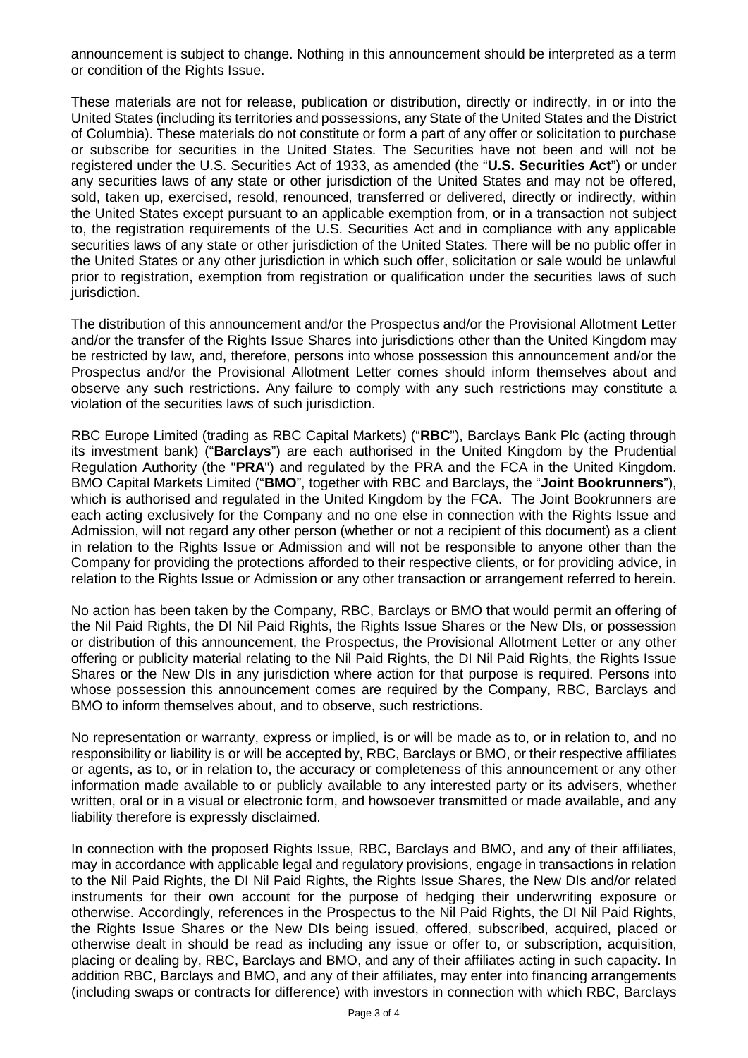announcement is subject to change. Nothing in this announcement should be interpreted as a term or condition of the Rights Issue.

These materials are not for release, publication or distribution, directly or indirectly, in or into the United States (including its territories and possessions, any State of the United States and the District of Columbia). These materials do not constitute or form a part of any offer or solicitation to purchase or subscribe for securities in the United States. The Securities have not been and will not be registered under the U.S. Securities Act of 1933, as amended (the "**U.S. Securities Act**") or under any securities laws of any state or other jurisdiction of the United States and may not be offered, sold, taken up, exercised, resold, renounced, transferred or delivered, directly or indirectly, within the United States except pursuant to an applicable exemption from, or in a transaction not subject to, the registration requirements of the U.S. Securities Act and in compliance with any applicable securities laws of any state or other jurisdiction of the United States. There will be no public offer in the United States or any other jurisdiction in which such offer, solicitation or sale would be unlawful prior to registration, exemption from registration or qualification under the securities laws of such jurisdiction.

The distribution of this announcement and/or the Prospectus and/or the Provisional Allotment Letter and/or the transfer of the Rights Issue Shares into jurisdictions other than the United Kingdom may be restricted by law, and, therefore, persons into whose possession this announcement and/or the Prospectus and/or the Provisional Allotment Letter comes should inform themselves about and observe any such restrictions. Any failure to comply with any such restrictions may constitute a violation of the securities laws of such jurisdiction.

RBC Europe Limited (trading as RBC Capital Markets) ("**RBC**"), Barclays Bank Plc (acting through its investment bank) ("**Barclays**") are each authorised in the United Kingdom by the Prudential Regulation Authority (the "**PRA**") and regulated by the PRA and the FCA in the United Kingdom. BMO Capital Markets Limited ("**BMO**", together with RBC and Barclays, the "**Joint Bookrunners**"), which is authorised and regulated in the United Kingdom by the FCA. The Joint Bookrunners are each acting exclusively for the Company and no one else in connection with the Rights Issue and Admission, will not regard any other person (whether or not a recipient of this document) as a client in relation to the Rights Issue or Admission and will not be responsible to anyone other than the Company for providing the protections afforded to their respective clients, or for providing advice, in relation to the Rights Issue or Admission or any other transaction or arrangement referred to herein.

No action has been taken by the Company, RBC, Barclays or BMO that would permit an offering of the Nil Paid Rights, the DI Nil Paid Rights, the Rights Issue Shares or the New DIs, or possession or distribution of this announcement, the Prospectus, the Provisional Allotment Letter or any other offering or publicity material relating to the Nil Paid Rights, the DI Nil Paid Rights, the Rights Issue Shares or the New DIs in any jurisdiction where action for that purpose is required. Persons into whose possession this announcement comes are required by the Company, RBC, Barclays and BMO to inform themselves about, and to observe, such restrictions.

No representation or warranty, express or implied, is or will be made as to, or in relation to, and no responsibility or liability is or will be accepted by, RBC, Barclays or BMO, or their respective affiliates or agents, as to, or in relation to, the accuracy or completeness of this announcement or any other information made available to or publicly available to any interested party or its advisers, whether written, oral or in a visual or electronic form, and howsoever transmitted or made available, and any liability therefore is expressly disclaimed.

In connection with the proposed Rights Issue, RBC, Barclays and BMO, and any of their affiliates, may in accordance with applicable legal and regulatory provisions, engage in transactions in relation to the Nil Paid Rights, the DI Nil Paid Rights, the Rights Issue Shares, the New DIs and/or related instruments for their own account for the purpose of hedging their underwriting exposure or otherwise. Accordingly, references in the Prospectus to the Nil Paid Rights, the DI Nil Paid Rights, the Rights Issue Shares or the New DIs being issued, offered, subscribed, acquired, placed or otherwise dealt in should be read as including any issue or offer to, or subscription, acquisition, placing or dealing by, RBC, Barclays and BMO, and any of their affiliates acting in such capacity. In addition RBC, Barclays and BMO, and any of their affiliates, may enter into financing arrangements (including swaps or contracts for difference) with investors in connection with which RBC, Barclays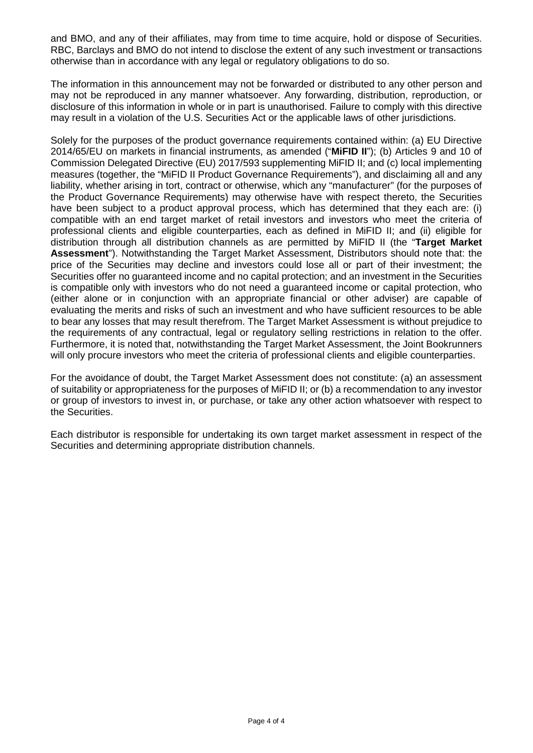and BMO, and any of their affiliates, may from time to time acquire, hold or dispose of Securities. RBC, Barclays and BMO do not intend to disclose the extent of any such investment or transactions otherwise than in accordance with any legal or regulatory obligations to do so.

The information in this announcement may not be forwarded or distributed to any other person and may not be reproduced in any manner whatsoever. Any forwarding, distribution, reproduction, or disclosure of this information in whole or in part is unauthorised. Failure to comply with this directive may result in a violation of the U.S. Securities Act or the applicable laws of other jurisdictions.

Solely for the purposes of the product governance requirements contained within: (a) EU Directive 2014/65/EU on markets in financial instruments, as amended ("**MiFID II**"); (b) Articles 9 and 10 of Commission Delegated Directive (EU) 2017/593 supplementing MiFID II; and (c) local implementing measures (together, the "MiFID II Product Governance Requirements"), and disclaiming all and any liability, whether arising in tort, contract or otherwise, which any "manufacturer" (for the purposes of the Product Governance Requirements) may otherwise have with respect thereto, the Securities have been subject to a product approval process, which has determined that they each are: (i) compatible with an end target market of retail investors and investors who meet the criteria of professional clients and eligible counterparties, each as defined in MiFID II; and (ii) eligible for distribution through all distribution channels as are permitted by MiFID II (the "**Target Market Assessment**"). Notwithstanding the Target Market Assessment, Distributors should note that: the price of the Securities may decline and investors could lose all or part of their investment; the Securities offer no guaranteed income and no capital protection; and an investment in the Securities is compatible only with investors who do not need a guaranteed income or capital protection, who (either alone or in conjunction with an appropriate financial or other adviser) are capable of evaluating the merits and risks of such an investment and who have sufficient resources to be able to bear any losses that may result therefrom. The Target Market Assessment is without prejudice to the requirements of any contractual, legal or regulatory selling restrictions in relation to the offer. Furthermore, it is noted that, notwithstanding the Target Market Assessment, the Joint Bookrunners will only procure investors who meet the criteria of professional clients and eligible counterparties.

For the avoidance of doubt, the Target Market Assessment does not constitute: (a) an assessment of suitability or appropriateness for the purposes of MiFID II; or (b) a recommendation to any investor or group of investors to invest in, or purchase, or take any other action whatsoever with respect to the Securities.

Each distributor is responsible for undertaking its own target market assessment in respect of the Securities and determining appropriate distribution channels.